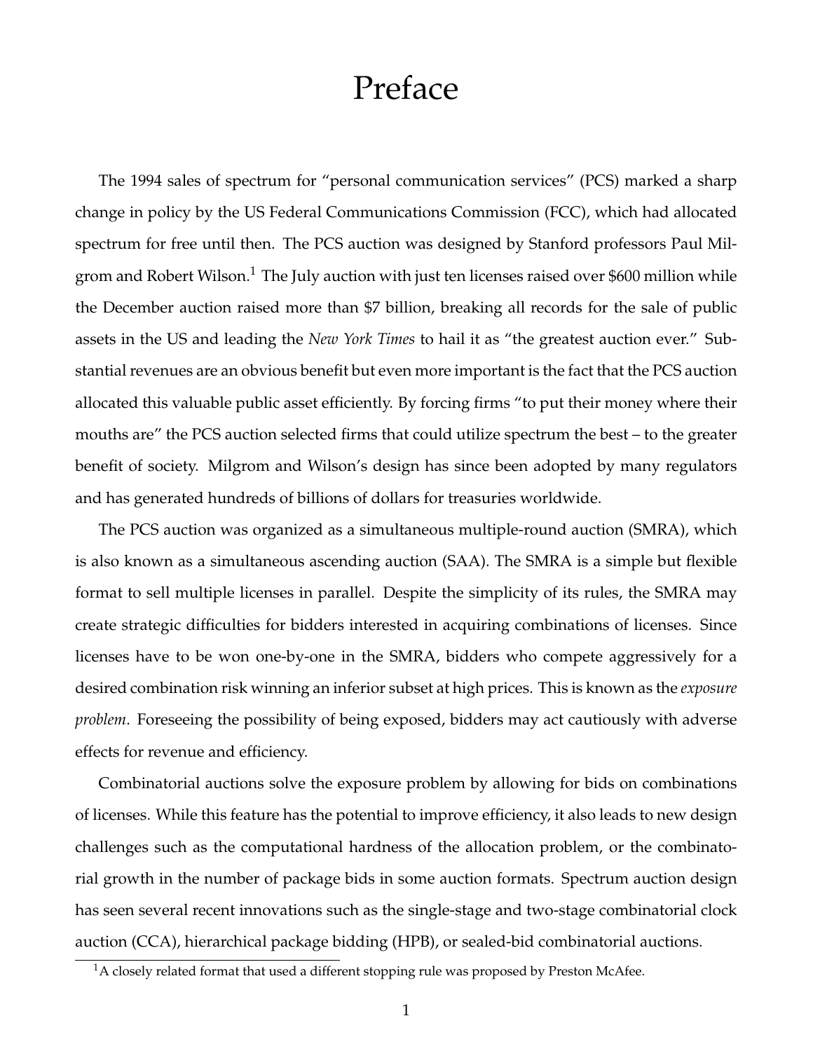# Preface

The 1994 sales of spectrum for "personal communication services" (PCS) marked a sharp change in policy by the US Federal Communications Commission (FCC), which had allocated spectrum for free until then. The PCS auction was designed by Stanford professors Paul Milgrom and Robert Wilson.[1] The July auction with just ten licenses raised over $600 million while the December auction raised more than $7 billion, breaking all records for the sale of public assets in the US and leading the *New York Times* to hail it as "the greatest auction ever." Substantial revenues are an obvious benefit but even more important is the fact that the PCS auction allocated this valuable public asset efficiently. By forcing firms "to put their money where their mouths are" the PCS auction selected firms that could utilize spectrum the best – to the greater benefit of society. Milgrom and Wilson's design has since been adopted by many regulators and has generated hundreds of billions of dollars for treasuries worldwide.

The PCS auction was organized as a simultaneous multiple-round auction (SMRA), which is also known as a simultaneous ascending auction (SAA). The SMRA is a simple but flexible format to sell multiple licenses in parallel. Despite the simplicity of its rules, the SMRA may create strategic difficulties for bidders interested in acquiring combinations of licenses. Since licenses have to be won one-by-one in the SMRA, bidders who compete aggressively for a desired combination risk winning an inferior subset at high prices. This is known as the *exposure problem*. Foreseeing the possibility of being exposed, bidders may act cautiously with adverse effects for revenue and efficiency.

Combinatorial auctions solve the exposure problem by allowing for bids on combinations of licenses. While this feature has the potential to improve efficiency, it also leads to new design challenges such as the computational hardness of the allocation problem, or the combinatorial growth in the number of package bids in some auction formats. Spectrum auction design has seen several recent innovations such as the single-stage and two-stage combinatorial clock auction (CCA), hierarchical package bidding (HPB), or sealed-bid combinatorial auctions.

[1] A closely related format that used a different stopping rule was proposed by Preston McAfee.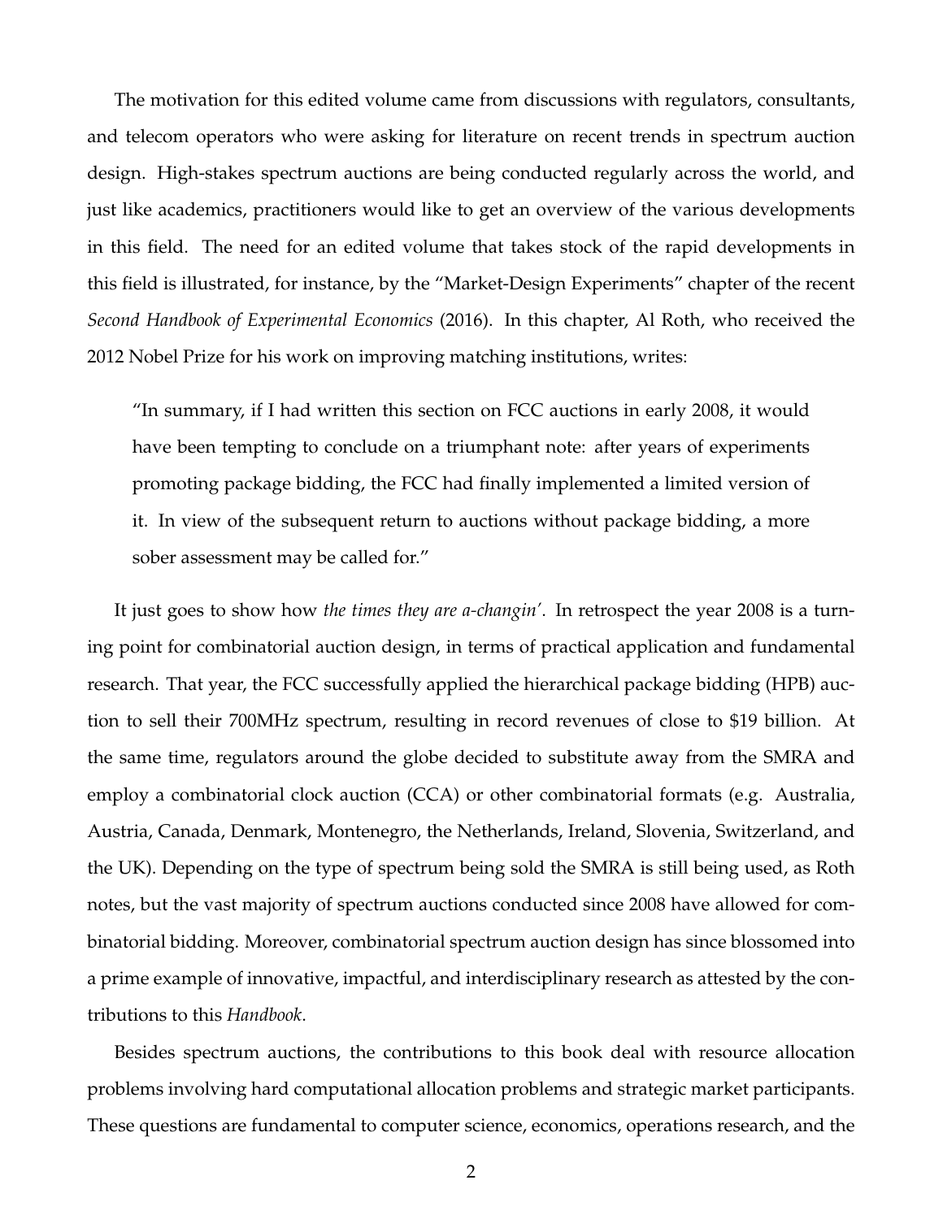The motivation for this edited volume came from discussions with regulators, consultants, and telecom operators who were asking for literature on recent trends in spectrum auction design. High-stakes spectrum auctions are being conducted regularly across the world, and just like academics, practitioners would like to get an overview of the various developments in this field. The need for an edited volume that takes stock of the rapid developments in this field is illustrated, for instance, by the "Market-Design Experiments" chapter of the recent *Second Handbook of Experimental Economics* (2016). In this chapter, Al Roth, who received the 2012 Nobel Prize for his work on improving matching institutions, writes:

> "In summary, if I had written this section on FCC auctions in early 2008, it would have been tempting to conclude on a triumphant note: after years of experiments promoting package bidding, the FCC had finally implemented a limited version of it. In view of the subsequent return to auctions without package bidding, a more sober assessment may be called for."

It just goes to show how *the times they are a-changin'*. In retrospect the year 2008 is a turning point for combinatorial auction design, in terms of practical application and fundamental research. That year, the FCC successfully applied the hierarchical package bidding (HPB) auction to sell their 700MHz spectrum, resulting in record revenues of close to $19 billion. At the same time, regulators around the globe decided to substitute away from the SMRA and employ a combinatorial clock auction (CCA) or other combinatorial formats (e.g. Australia, Austria, Canada, Denmark, Montenegro, the Netherlands, Ireland, Slovenia, Switzerland, and the UK). Depending on the type of spectrum being sold the SMRA is still being used, as Roth notes, but the vast majority of spectrum auctions conducted since 2008 have allowed for combinatorial bidding. Moreover, combinatorial spectrum auction design has since blossomed into a prime example of innovative, impactful, and interdisciplinary research as attested by the contributions to this *Handbook*.

Besides spectrum auctions, the contributions to this book deal with resource allocation problems involving hard computational allocation problems and strategic market participants. These questions are fundamental to computer science, economics, operations research, and the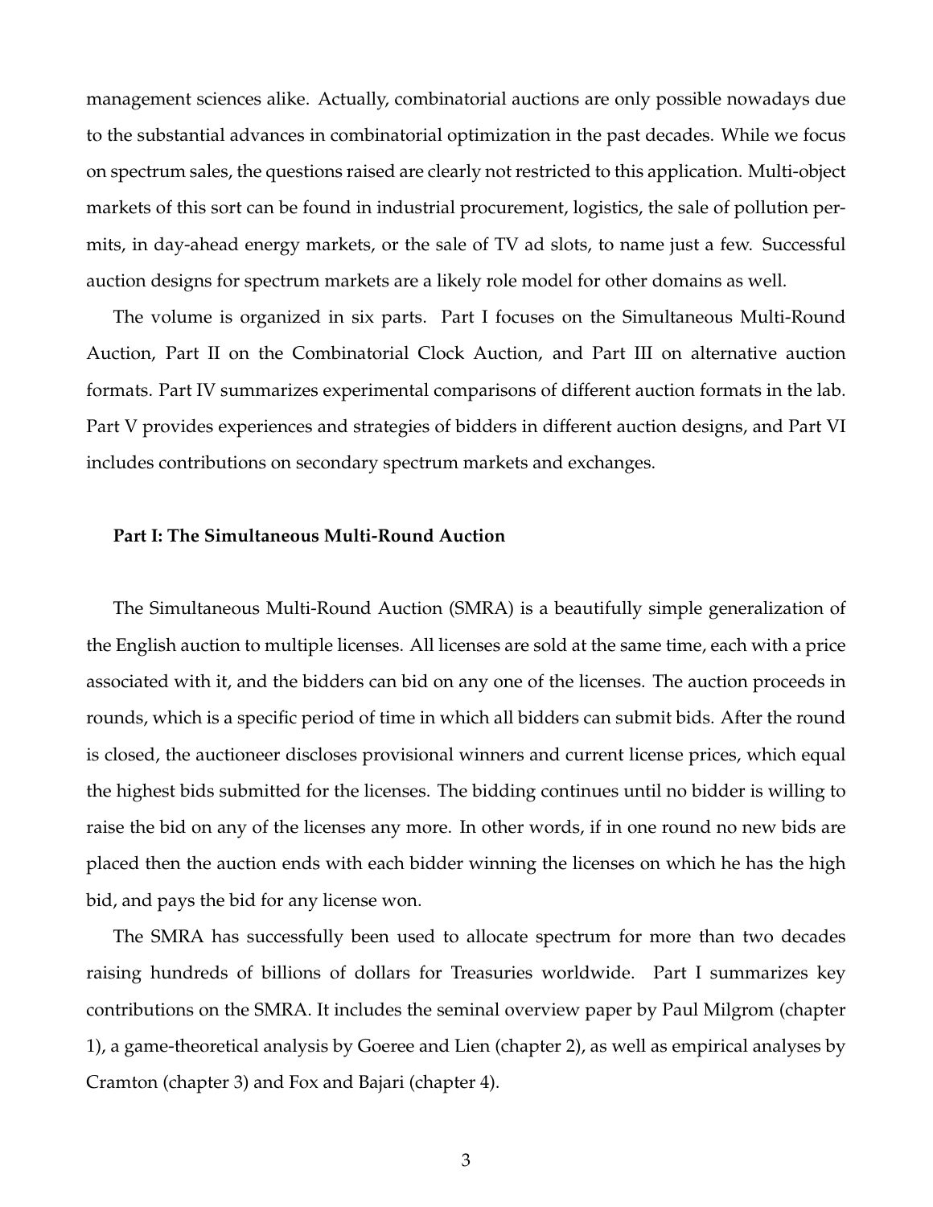management sciences alike. Actually, combinatorial auctions are only possible nowadays due to the substantial advances in combinatorial optimization in the past decades. While we focus on spectrum sales, the questions raised are clearly not restricted to this application. Multi-object markets of this sort can be found in industrial procurement, logistics, the sale of pollution permits, in day-ahead energy markets, or the sale of TV ad slots, to name just a few. Successful auction designs for spectrum markets are a likely role model for other domains as well.

The volume is organized in six parts. Part I focuses on the Simultaneous Multi-Round Auction, Part II on the Combinatorial Clock Auction, and Part III on alternative auction formats. Part IV summarizes experimental comparisons of different auction formats in the lab. Part V provides experiences and strategies of bidders in different auction designs, and Part VI includes contributions on secondary spectrum markets and exchanges.

**Part I: The Simultaneous Multi-Round Auction**

The Simultaneous Multi-Round Auction (SMRA) is a beautifully simple generalization of the English auction to multiple licenses. All licenses are sold at the same time, each with a price associated with it, and the bidders can bid on any one of the licenses. The auction proceeds in rounds, which is a specific period of time in which all bidders can submit bids. After the round is closed, the auctioneer discloses provisional winners and current license prices, which equal the highest bids submitted for the licenses. The bidding continues until no bidder is willing to raise the bid on any of the licenses any more. In other words, if in one round no new bids are placed then the auction ends with each bidder winning the licenses on which he has the high bid, and pays the bid for any license won.

The SMRA has successfully been used to allocate spectrum for more than two decades raising hundreds of billions of dollars for Treasuries worldwide. Part I summarizes key contributions on the SMRA. It includes the seminal overview paper by Paul Milgrom (chapter 1), a game-theoretical analysis by Goeree and Lien (chapter 2), as well as empirical analyses by Cramton (chapter 3) and Fox and Bajari (chapter 4).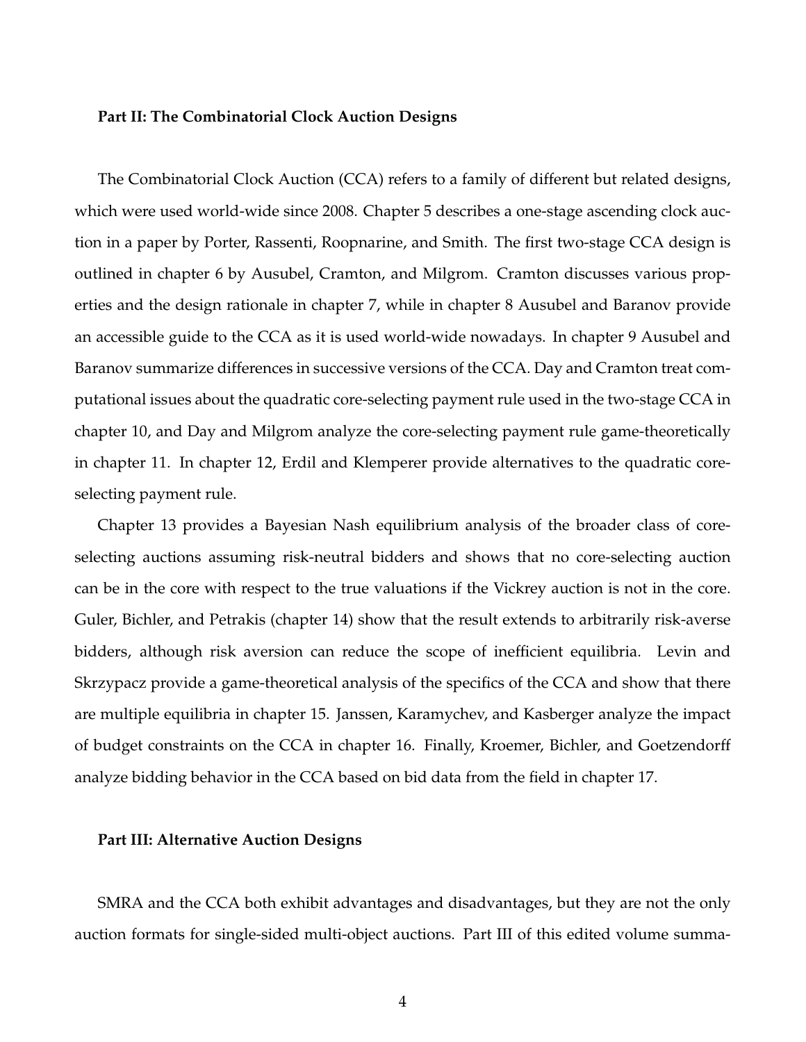**Part II: The Combinatorial Clock Auction Designs**

The Combinatorial Clock Auction (CCA) refers to a family of different but related designs, which were used world-wide since 2008. Chapter 5 describes a one-stage ascending clock auction in a paper by Porter, Rassenti, Roopnarine, and Smith. The first two-stage CCA design is outlined in chapter 6 by Ausubel, Cramton, and Milgrom. Cramton discusses various properties and the design rationale in chapter 7, while in chapter 8 Ausubel and Baranov provide an accessible guide to the CCA as it is used world-wide nowadays. In chapter 9 Ausubel and Baranov summarize differences in successive versions of the CCA. Day and Cramton treat computational issues about the quadratic core-selecting payment rule used in the two-stage CCA in chapter 10, and Day and Milgrom analyze the core-selecting payment rule game-theoretically in chapter 11. In chapter 12, Erdil and Klemperer provide alternatives to the quadratic core-selecting payment rule.

Chapter 13 provides a Bayesian Nash equilibrium analysis of the broader class of core-selecting auctions assuming risk-neutral bidders and shows that no core-selecting auction can be in the core with respect to the true valuations if the Vickrey auction is not in the core. Guler, Bichler, and Petrakis (chapter 14) show that the result extends to arbitrarily risk-averse bidders, although risk aversion can reduce the scope of inefficient equilibria. Levin and Skrzypacz provide a game-theoretical analysis of the specifics of the CCA and show that there are multiple equilibria in chapter 15. Janssen, Karamychev, and Kasberger analyze the impact of budget constraints on the CCA in chapter 16. Finally, Kroemer, Bichler, and Goetzendorff analyze bidding behavior in the CCA based on bid data from the field in chapter 17.

**Part III: Alternative Auction Designs**

SMRA and the CCA both exhibit advantages and disadvantages, but they are not the only auction formats for single-sided multi-object auctions. Part III of this edited volume summa-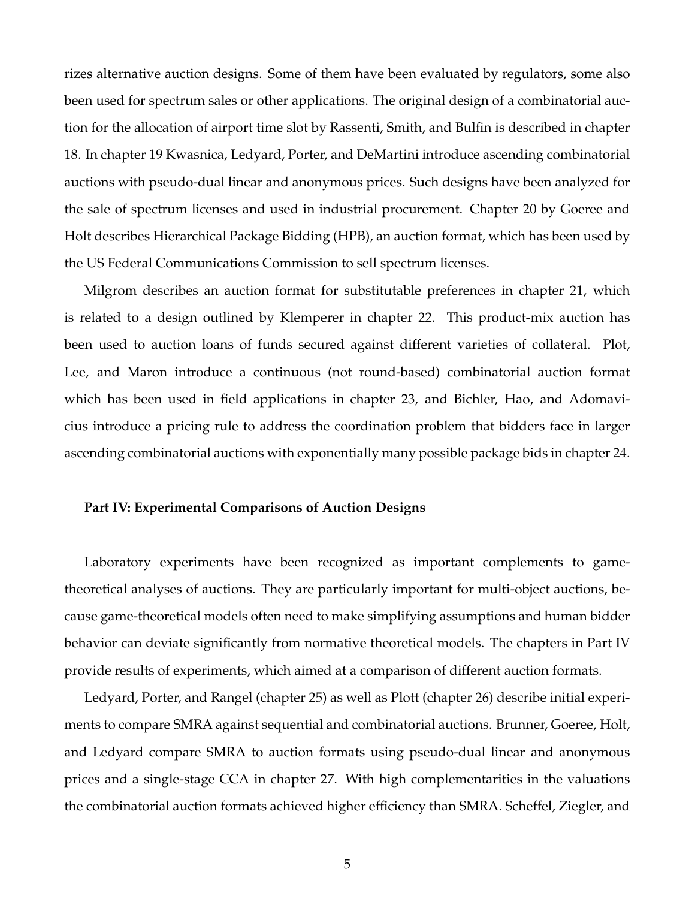rizes alternative auction designs. Some of them have been evaluated by regulators, some also been used for spectrum sales or other applications. The original design of a combinatorial auction for the allocation of airport time slot by Rassenti, Smith, and Bulfin is described in chapter 18. In chapter 19 Kwasnica, Ledyard, Porter, and DeMartini introduce ascending combinatorial auctions with pseudo-dual linear and anonymous prices. Such designs have been analyzed for the sale of spectrum licenses and used in industrial procurement. Chapter 20 by Goeree and Holt describes Hierarchical Package Bidding (HPB), an auction format, which has been used by the US Federal Communications Commission to sell spectrum licenses.

Milgrom describes an auction format for substitutable preferences in chapter 21, which is related to a design outlined by Klemperer in chapter 22. This product-mix auction has been used to auction loans of funds secured against different varieties of collateral. Plot, Lee, and Maron introduce a continuous (not round-based) combinatorial auction format which has been used in field applications in chapter 23, and Bichler, Hao, and Adomavicius introduce a pricing rule to address the coordination problem that bidders face in larger ascending combinatorial auctions with exponentially many possible package bids in chapter 24.

**Part IV: Experimental Comparisons of Auction Designs**

Laboratory experiments have been recognized as important complements to game-theoretical analyses of auctions. They are particularly important for multi-object auctions, because game-theoretical models often need to make simplifying assumptions and human bidder behavior can deviate significantly from normative theoretical models. The chapters in Part IV provide results of experiments, which aimed at a comparison of different auction formats.

Ledyard, Porter, and Rangel (chapter 25) as well as Plott (chapter 26) describe initial experiments to compare SMRA against sequential and combinatorial auctions. Brunner, Goeree, Holt, and Ledyard compare SMRA to auction formats using pseudo-dual linear and anonymous prices and a single-stage CCA in chapter 27. With high complementarities in the valuations the combinatorial auction formats achieved higher efficiency than SMRA. Scheffel, Ziegler, and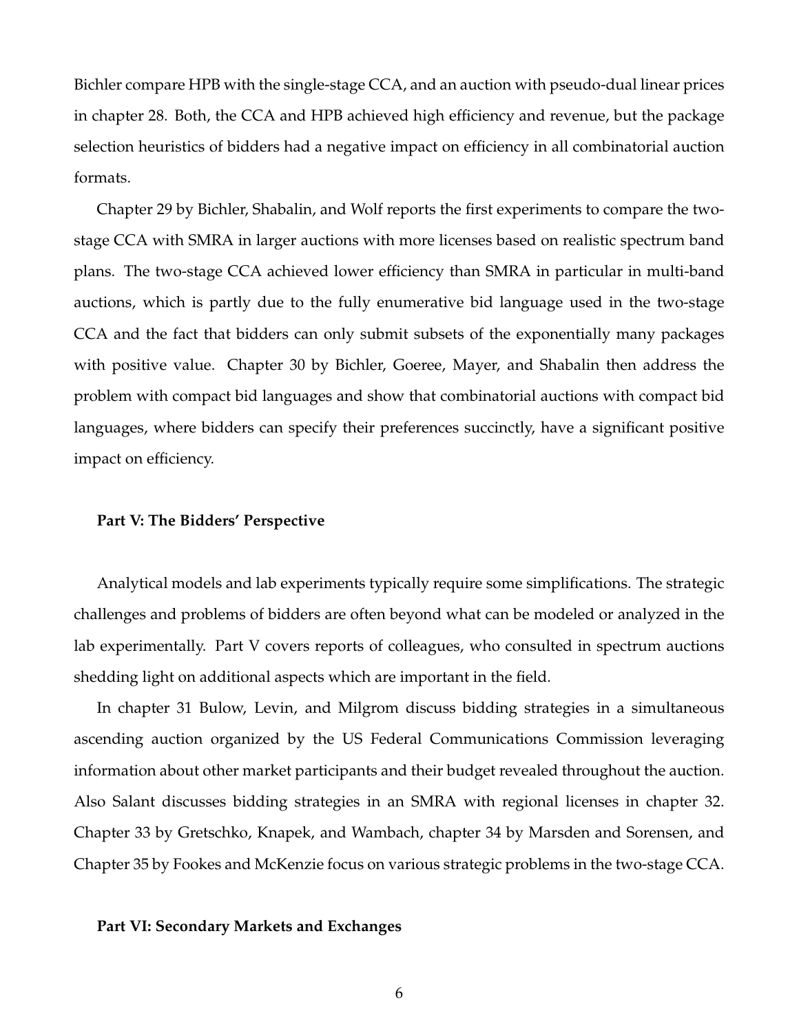Bichler compare HPB with the single-stage CCA, and an auction with pseudo-dual linear prices in chapter 28. Both, the CCA and HPB achieved high efficiency and revenue, but the package selection heuristics of bidders had a negative impact on efficiency in all combinatorial auction formats.

Chapter 29 by Bichler, Shabalin, and Wolf reports the first experiments to compare the two-stage CCA with SMRA in larger auctions with more licenses based on realistic spectrum band plans. The two-stage CCA achieved lower efficiency than SMRA in particular in multi-band auctions, which is partly due to the fully enumerative bid language used in the two-stage CCA and the fact that bidders can only submit subsets of the exponentially many packages with positive value. Chapter 30 by Bichler, Goeree, Mayer, and Shabalin then address the problem with compact bid languages and show that combinatorial auctions with compact bid languages, where bidders can specify their preferences succinctly, have a significant positive impact on efficiency.

#### Part V: The Bidders' Perspective

Analytical models and lab experiments typically require some simplifications. The strategic challenges and problems of bidders are often beyond what can be modeled or analyzed in the lab experimentally. Part V covers reports of colleagues, who consulted in spectrum auctions shedding light on additional aspects which are important in the field.

In chapter 31 Bulow, Levin, and Milgrom discuss bidding strategies in a simultaneous ascending auction organized by the US Federal Communications Commission leveraging information about other market participants and their budget revealed throughout the auction. Also Salant discusses bidding strategies in an SMRA with regional licenses in chapter 32. Chapter 33 by Gretschko, Knapek, and Wambach, chapter 34 by Marsden and Sorensen, and Chapter 35 by Fookes and McKenzie focus on various strategic problems in the two-stage CCA.

#### Part VI: Secondary Markets and Exchanges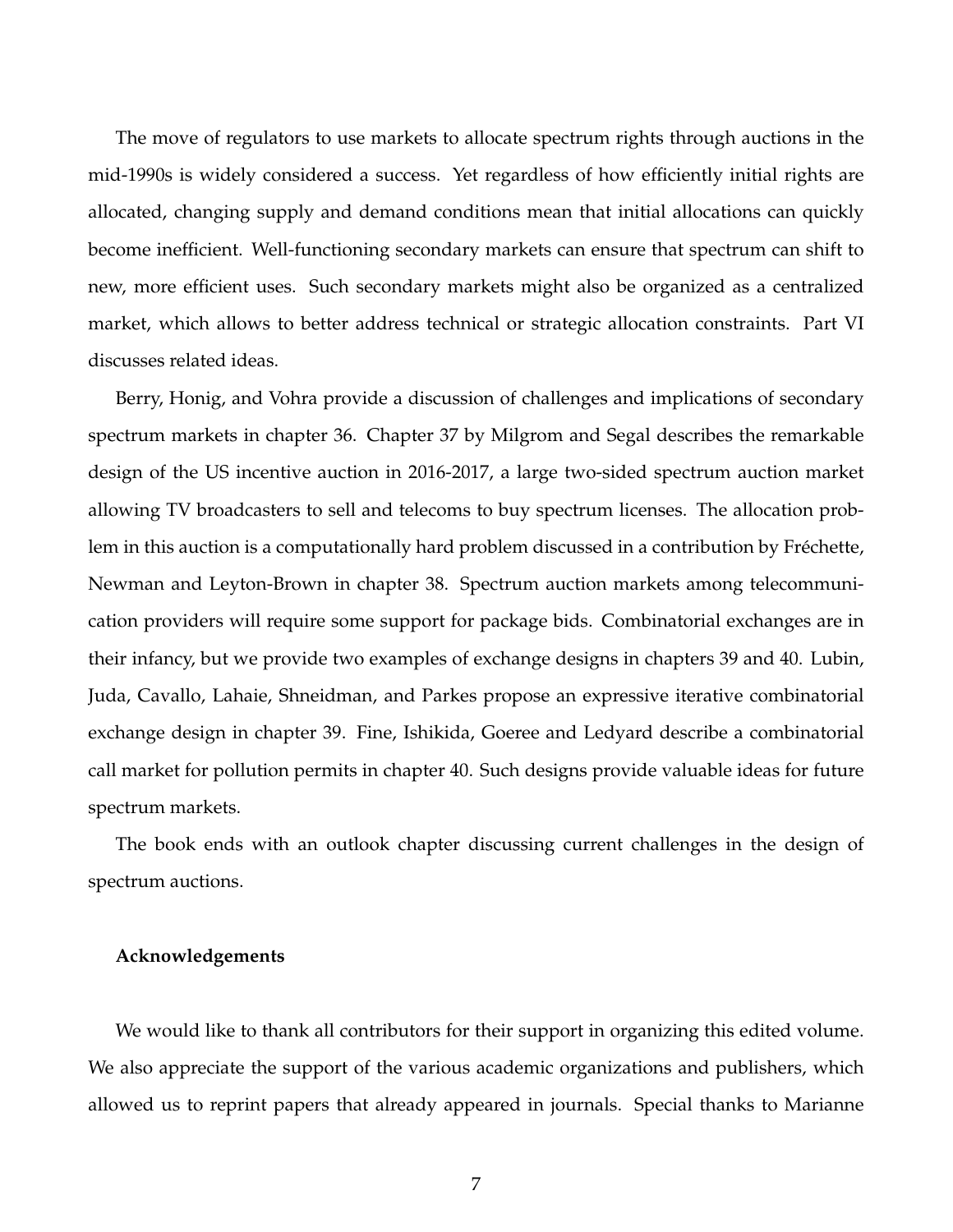The move of regulators to use markets to allocate spectrum rights through auctions in the mid-1990s is widely considered a success. Yet regardless of how efficiently initial rights are allocated, changing supply and demand conditions mean that initial allocations can quickly become inefficient. Well-functioning secondary markets can ensure that spectrum can shift to new, more efficient uses. Such secondary markets might also be organized as a centralized market, which allows to better address technical or strategic allocation constraints. Part VI discusses related ideas.

Berry, Honig, and Vohra provide a discussion of challenges and implications of secondary spectrum markets in chapter 36. Chapter 37 by Milgrom and Segal describes the remarkable design of the US incentive auction in 2016-2017, a large two-sided spectrum auction market allowing TV broadcasters to sell and telecoms to buy spectrum licenses. The allocation problem in this auction is a computationally hard problem discussed in a contribution by Fréchette, Newman and Leyton-Brown in chapter 38. Spectrum auction markets among telecommunication providers will require some support for package bids. Combinatorial exchanges are in their infancy, but we provide two examples of exchange designs in chapters 39 and 40. Lubin, Juda, Cavallo, Lahaie, Shneidman, and Parkes propose an expressive iterative combinatorial exchange design in chapter 39. Fine, Ishikida, Goeree and Ledyard describe a combinatorial call market for pollution permits in chapter 40. Such designs provide valuable ideas for future spectrum markets.

The book ends with an outlook chapter discussing current challenges in the design of spectrum auctions.

### Acknowledgements

We would like to thank all contributors for their support in organizing this edited volume. We also appreciate the support of the various academic organizations and publishers, which allowed us to reprint papers that already appeared in journals. Special thanks to Marianne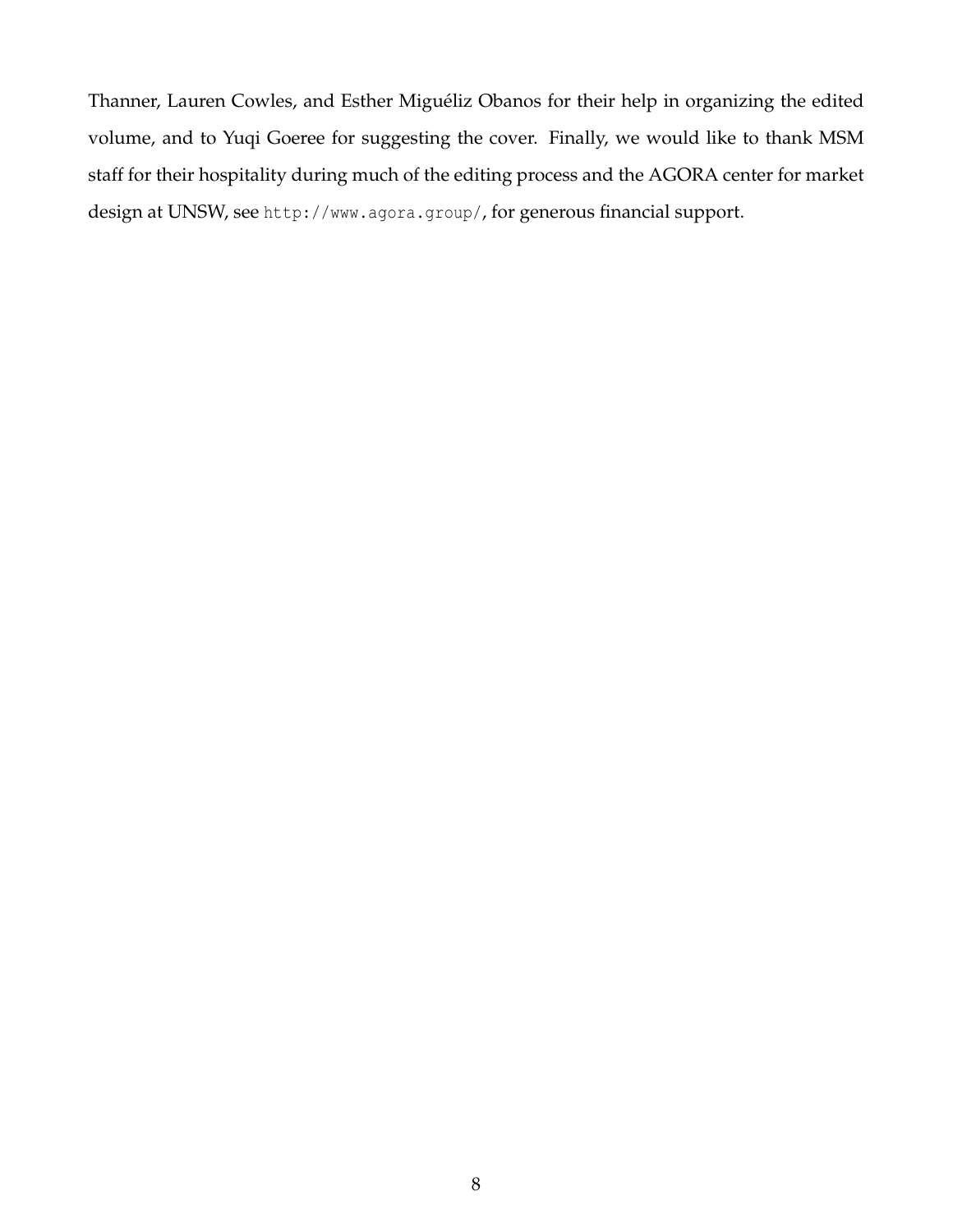Thanner, Lauren Cowles, and Esther Miguéliz Obanos for their help in organizing the edited volume, and to Yuqi Goeree for suggesting the cover. Finally, we would like to thank MSM staff for their hospitality during much of the editing process and the AGORA center for market design at UNSW, see `http://www.agora.group/`, for generous financial support.